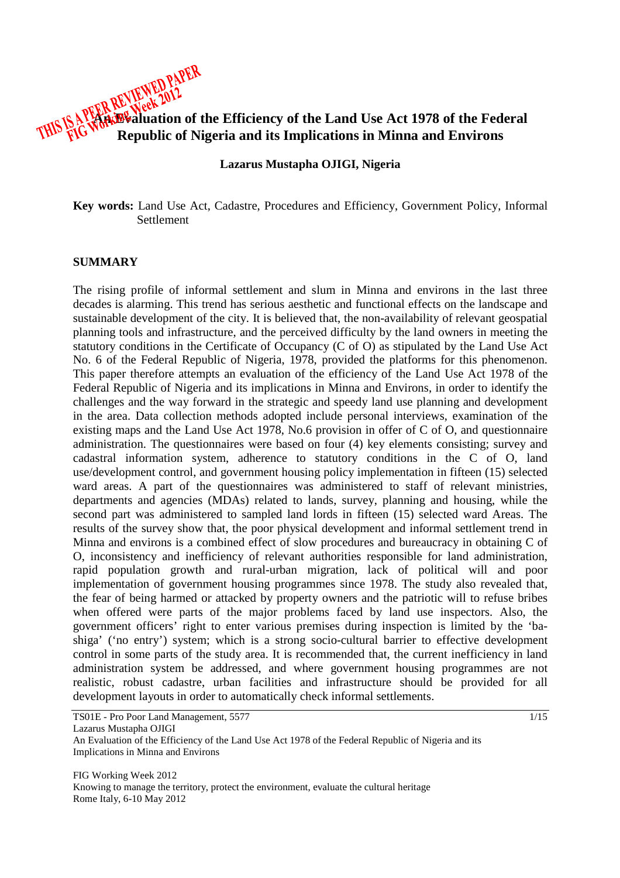# An Evaluation of the Efficiency of the Land Use Act 1978 of the Federal Republic of Nigeria and its Implications in Minna and Environs

**Lazarus Mustapha OJIGI, Nigeria**

**Key words:** Land Use Act, Cadastre, Procedures and Efficiency, Government Policy, Informal Settlement

## SUMMARY

The rising profile of informal settlement and slum in Minna and environs in the last three decades is alarming. This trend has serious aesthetic and functional effects on the landscape and sustainable development of the city. It is believed that, the non-availability of relevant geospatial planning tools and infrastructure, and the perceived difficulty by the land owners in meeting the statutory conditions in the Certificate of Occupancy (C of O) as stipulated by the Land Use Act No. 6 of the Federal Republic of Nigeria, 1978, provided the platforms for this phenomenon. This paper therefore attempts an evaluation of the efficiency of the Land Use Act 1978 of the Federal Republic of Nigeria and its implications in Minna and Environs, in order to identify the challenges and the way forward in the strategic and speedy land use planning and development in the area. Data collection methods adopted include personal interviews, examination of the existing maps and the Land Use Act 1978, No.6 provision in offer of C of O, and questionnaire administration. The questionnaires were based on four (4) key elements consisting; survey and cadastral information system, adherence to statutory conditions in the C of O, land use/development control, and government housing policy implementation in fifteen (15) selected ward areas. A part of the questionnaires was administered to staff of relevant ministries, departments and agencies (MDAs) related to lands, survey, planning and housing, while the second part was administered to sampled land lords in fifteen (15) selected ward Areas. The results of the survey show that, the poor physical development and informal settlement trend in Minna and environs is a combined effect of slow procedures and bureaucracy in obtaining C of O, inconsistency and inefficiency of relevant authorities responsible for land administration, rapid population growth and rural-urban migration, lack of political will and poor implementation of government housing programmes since 1978. The study also revealed that, the fear of being harmed or attacked by property owners and the patriotic will to refuse bribes when offered were parts of the major problems faced by land use inspectors. Also, the government officers' right to enter various premises during inspection is limited by the 'ba-shiga' ('no entry') system; which is a strong socio-cultural barrier to effective development control in some parts of the study area. It is recommended that, the current inefficiency in land administration system be addressed, and where government housing programmes are not realistic, robust cadastre, urban facilities and infrastructure should be provided for all development layouts in order to automatically check informal settlements.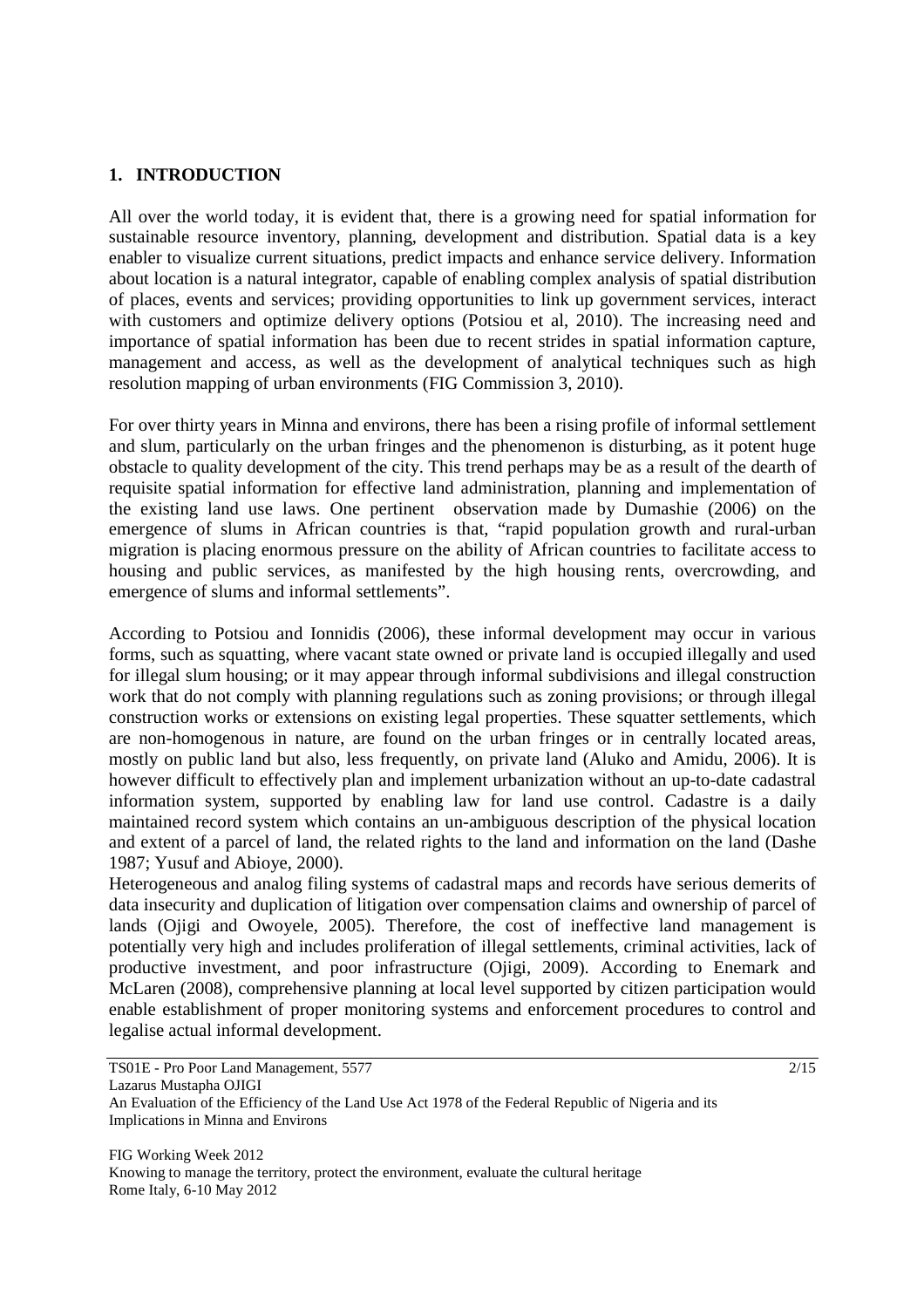## 1. INTRODUCTION

All over the world today, it is evident that, there is a growing need for spatial information for sustainable resource inventory, planning, development and distribution. Spatial data is a key enabler to visualize current situations, predict impacts and enhance service delivery. Information about location is a natural integrator, capable of enabling complex analysis of spatial distribution of places, events and services; providing opportunities to link up government services, interact with customers and optimize delivery options (Potsiou et al, 2010). The increasing need and importance of spatial information has been due to recent strides in spatial information capture, management and access, as well as the development of analytical techniques such as high resolution mapping of urban environments (FIG Commission 3, 2010).

For over thirty years in Minna and environs, there has been a rising profile of informal settlement and slum, particularly on the urban fringes and the phenomenon is disturbing, as it potent huge obstacle to quality development of the city. This trend perhaps may be as a result of the dearth of requisite spatial information for effective land administration, planning and implementation of the existing land use laws. One pertinent observation made by Dumashie (2006) on the emergence of slums in African countries is that, "rapid population growth and rural-urban migration is placing enormous pressure on the ability of African countries to facilitate access to housing and public services, as manifested by the high housing rents, overcrowding, and emergence of slums and informal settlements".

According to Potsiou and Ionnidis (2006), these informal development may occur in various forms, such as squatting, where vacant state owned or private land is occupied illegally and used for illegal slum housing; or it may appear through informal subdivisions and illegal construction work that do not comply with planning regulations such as zoning provisions; or through illegal construction works or extensions on existing legal properties. These squatter settlements, which are non-homogenous in nature, are found on the urban fringes or in centrally located areas, mostly on public land but also, less frequently, on private land (Aluko and Amidu, 2006). It is however difficult to effectively plan and implement urbanization without an up-to-date cadastral information system, supported by enabling law for land use control. Cadastre is a daily maintained record system which contains an un-ambiguous description of the physical location and extent of a parcel of land, the related rights to the land and information on the land (Dashe 1987; Yusuf and Abioye, 2000).

Heterogeneous and analog filing systems of cadastral maps and records have serious demerits of data insecurity and duplication of litigation over compensation claims and ownership of parcel of lands (Ojigi and Owoyele, 2005). Therefore, the cost of ineffective land management is potentially very high and includes proliferation of illegal settlements, criminal activities, lack of productive investment, and poor infrastructure (Ojigi, 2009). According to Enemark and McLaren (2008), comprehensive planning at local level supported by citizen participation would enable establishment of proper monitoring systems and enforcement procedures to control and legalise actual informal development.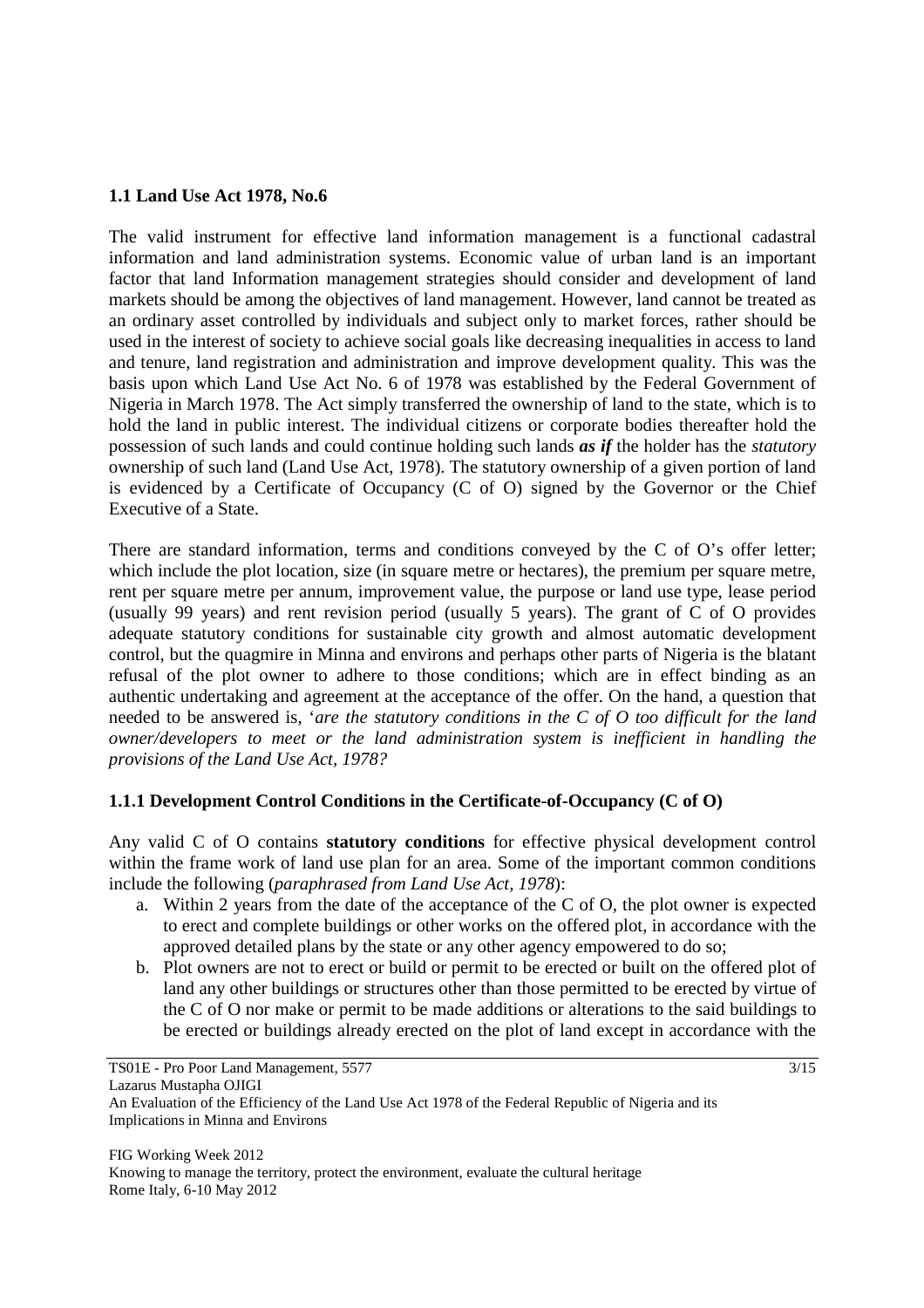### 1.1 Land Use Act 1978, No.6

The valid instrument for effective land information management is a functional cadastral information and land administration systems. Economic value of urban land is an important factor that land Information management strategies should consider and development of land markets should be among the objectives of land management. However, land cannot be treated as an ordinary asset controlled by individuals and subject only to market forces, rather should be used in the interest of society to achieve social goals like decreasing inequalities in access to land and tenure, land registration and administration and improve development quality. This was the basis upon which Land Use Act No. 6 of 1978 was established by the Federal Government of Nigeria in March 1978. The Act simply transferred the ownership of land to the state, which is to hold the land in public interest. The individual citizens or corporate bodies thereafter hold the possession of such lands and could continue holding such lands ***as if*** the holder has the *statutory* ownership of such land (Land Use Act, 1978). The statutory ownership of a given portion of land is evidenced by a Certificate of Occupancy (C of O) signed by the Governor or the Chief Executive of a State.

There are standard information, terms and conditions conveyed by the C of O's offer letter; which include the plot location, size (in square metre or hectares), the premium per square metre, rent per square metre per annum, improvement value, the purpose or land use type, lease period (usually 99 years) and rent revision period (usually 5 years). The grant of C of O provides adequate statutory conditions for sustainable city growth and almost automatic development control, but the quagmire in Minna and environs and perhaps other parts of Nigeria is the blatant refusal of the plot owner to adhere to those conditions; which are in effect binding as an authentic undertaking and agreement at the acceptance of the offer. On the hand, a question that needed to be answered is, '*are the statutory conditions in the C of O too difficult for the land owner/developers to meet or the land administration system is inefficient in handling the provisions of the Land Use Act, 1978?*

#### 1.1.1 Development Control Conditions in the Certificate-of-Occupancy (C of O)

Any valid C of O contains **statutory conditions** for effective physical development control within the frame work of land use plan for an area. Some of the important common conditions include the following (*paraphrased from Land Use Act, 1978*):

a. Within 2 years from the date of the acceptance of the C of O, the plot owner is expected to erect and complete buildings or other works on the offered plot, in accordance with the approved detailed plans by the state or any other agency empowered to do so;
b. Plot owners are not to erect or build or permit to be erected or built on the offered plot of land any other buildings or structures other than those permitted to be erected by virtue of the C of O nor make or permit to be made additions or alterations to the said buildings to be erected or buildings already erected on the plot of land except in accordance with the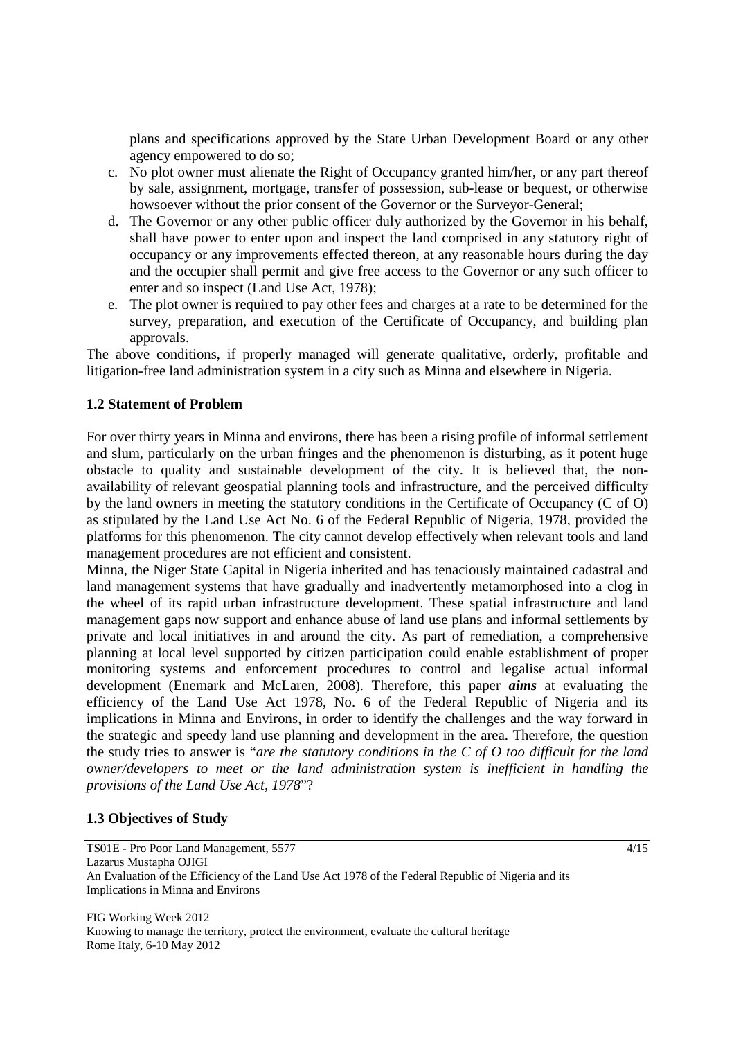plans and specifications approved by the State Urban Development Board or any other agency empowered to do so;

c. No plot owner must alienate the Right of Occupancy granted him/her, or any part thereof by sale, assignment, mortgage, transfer of possession, sub-lease or bequest, or otherwise howsoever without the prior consent of the Governor or the Surveyor-General;
d. The Governor or any other public officer duly authorized by the Governor in his behalf, shall have power to enter upon and inspect the land comprised in any statutory right of occupancy or any improvements effected thereon, at any reasonable hours during the day and the occupier shall permit and give free access to the Governor or any such officer to enter and so inspect (Land Use Act, 1978);
e. The plot owner is required to pay other fees and charges at a rate to be determined for the survey, preparation, and execution of the Certificate of Occupancy, and building plan approvals.

The above conditions, if properly managed will generate qualitative, orderly, profitable and litigation-free land administration system in a city such as Minna and elsewhere in Nigeria.

## 1.2 Statement of Problem

For over thirty years in Minna and environs, there has been a rising profile of informal settlement and slum, particularly on the urban fringes and the phenomenon is disturbing, as it potent huge obstacle to quality and sustainable development of the city. It is believed that, the non-availability of relevant geospatial planning tools and infrastructure, and the perceived difficulty by the land owners in meeting the statutory conditions in the Certificate of Occupancy (C of O) as stipulated by the Land Use Act No. 6 of the Federal Republic of Nigeria, 1978, provided the platforms for this phenomenon. The city cannot develop effectively when relevant tools and land management procedures are not efficient and consistent.

Minna, the Niger State Capital in Nigeria inherited and has tenaciously maintained cadastral and land management systems that have gradually and inadvertently metamorphosed into a clog in the wheel of its rapid urban infrastructure development. These spatial infrastructure and land management gaps now support and enhance abuse of land use plans and informal settlements by private and local initiatives in and around the city. As part of remediation, a comprehensive planning at local level supported by citizen participation could enable establishment of proper monitoring systems and enforcement procedures to control and legalise actual informal development (Enemark and McLaren, 2008). Therefore, this paper ***aims*** at evaluating the efficiency of the Land Use Act 1978, No. 6 of the Federal Republic of Nigeria and its implications in Minna and Environs, in order to identify the challenges and the way forward in the strategic and speedy land use planning and development in the area. Therefore, the question the study tries to answer is "*are the statutory conditions in the C of O too difficult for the land owner/developers to meet or the land administration system is inefficient in handling the provisions of the Land Use Act, 1978*"?

## 1.3 Objectives of Study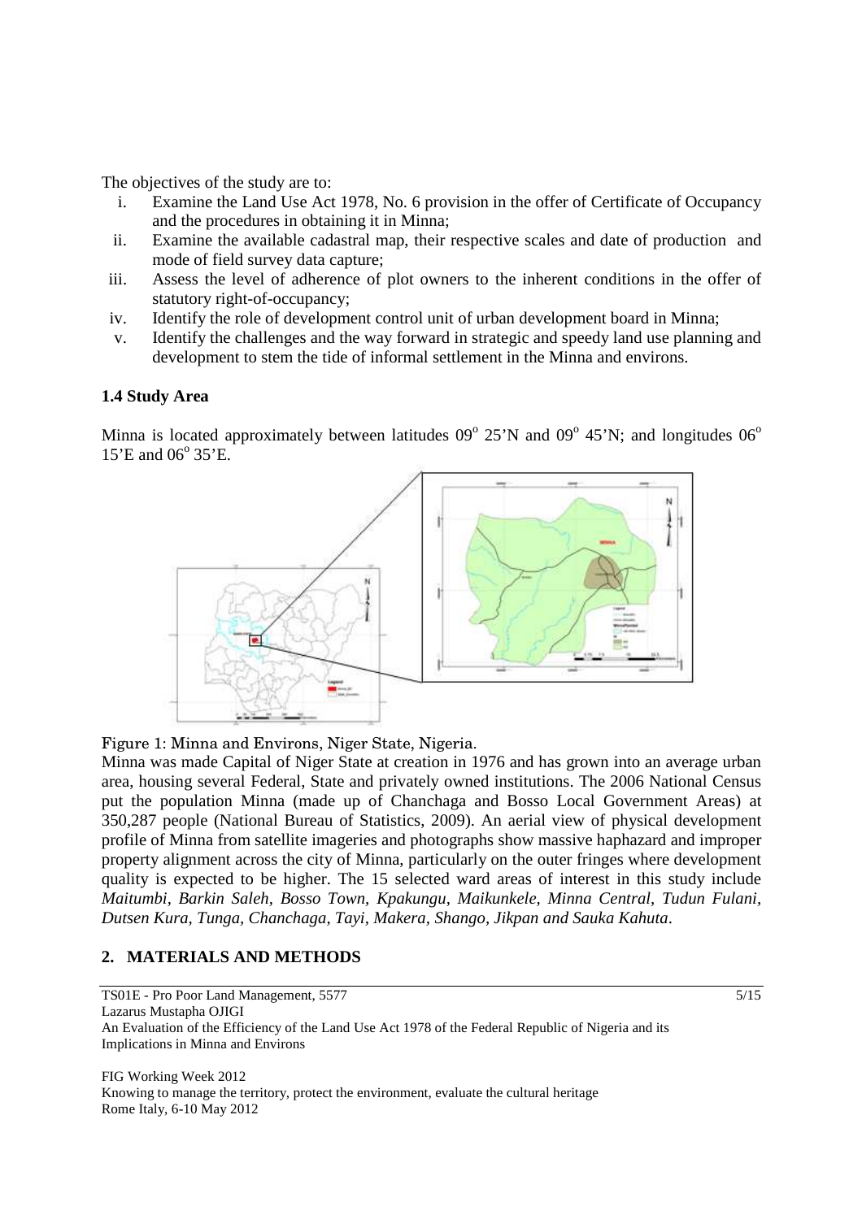The objectives of the study are to:

i. Examine the Land Use Act 1978, No. 6 provision in the offer of Certificate of Occupancy and the procedures in obtaining it in Minna;
ii. Examine the available cadastral map, their respective scales and date of production and mode of field survey data capture;
iii. Assess the level of adherence of plot owners to the inherent conditions in the offer of statutory right-of-occupancy;
iv. Identify the role of development control unit of urban development board in Minna;
v. Identify the challenges and the way forward in strategic and speedy land use planning and development to stem the tide of informal settlement in the Minna and environs.

### 1.4 Study Area

Minna is located approximately between latitudes 09° 25'N and 09° 45'N; and longitudes 06° 15'E and 06° 35'E.

Figure 1: Minna and Environs, Niger State, Nigeria.

Minna was made Capital of Niger State at creation in 1976 and has grown into an average urban area, housing several Federal, State and privately owned institutions. The 2006 National Census put the population Minna (made up of Chanchaga and Bosso Local Government Areas) at 350,287 people (National Bureau of Statistics, 2009). An aerial view of physical development profile of Minna from satellite imageries and photographs show massive haphazard and improper property alignment across the city of Minna, particularly on the outer fringes where development quality is expected to be higher. The 15 selected ward areas of interest in this study include *Maitumbi, Barkin Saleh, Bosso Town, Kpakungu, Maikunkele, Minna Central, Tudun Fulani, Dutsen Kura, Tunga, Chanchaga, Tayi, Makera, Shango, Jikpan and Sauka Kahuta*.

## 2. MATERIALS AND METHODS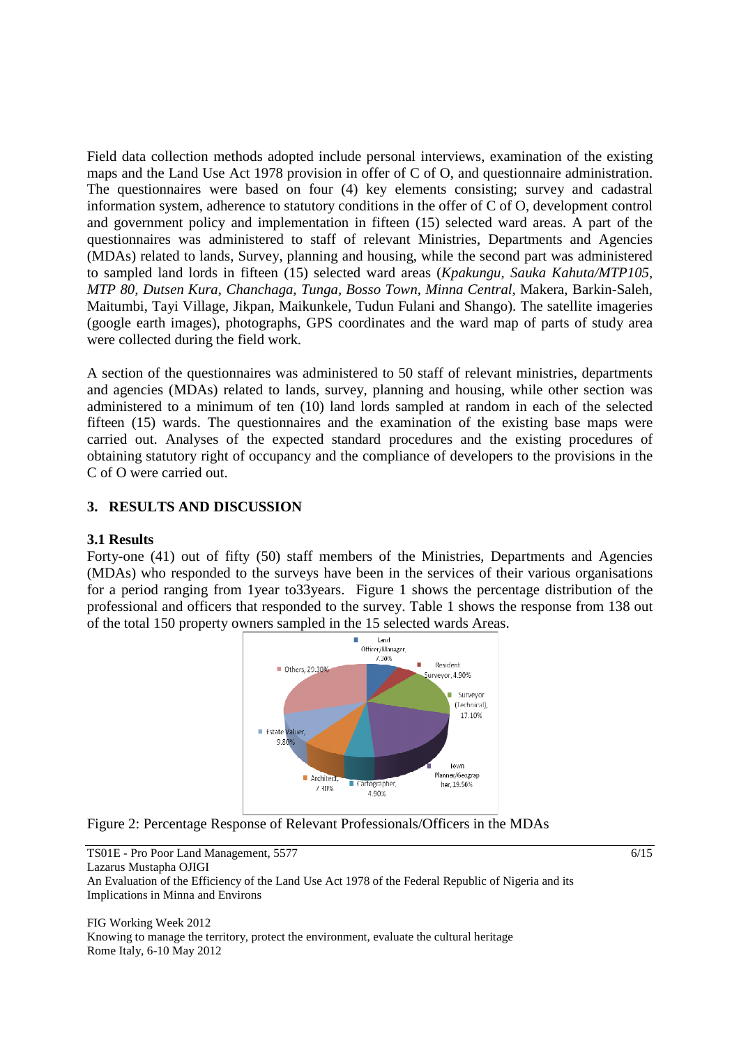Field data collection methods adopted include personal interviews, examination of the existing maps and the Land Use Act 1978 provision in offer of C of O, and questionnaire administration. The questionnaires were based on four (4) key elements consisting; survey and cadastral information system, adherence to statutory conditions in the offer of C of O, development control and government policy and implementation in fifteen (15) selected ward areas. A part of the questionnaires was administered to staff of relevant Ministries, Departments and Agencies (MDAs) related to lands, Survey, planning and housing, while the second part was administered to sampled land lords in fifteen (15) selected ward areas (*Kpakungu, Sauka Kahuta/MTP105, MTP 80, Dutsen Kura, Chanchaga, Tunga, Bosso Town, Minna Central,* Makera, Barkin-Saleh, Maitumbi, Tayi Village, Jikpan, Maikunkele, Tudun Fulani and Shango). The satellite imageries (google earth images), photographs, GPS coordinates and the ward map of parts of study area were collected during the field work.

A section of the questionnaires was administered to 50 staff of relevant ministries, departments and agencies (MDAs) related to lands, survey, planning and housing, while other section was administered to a minimum of ten (10) land lords sampled at random in each of the selected fifteen (15) wards. The questionnaires and the examination of the existing base maps were carried out. Analyses of the expected standard procedures and the existing procedures of obtaining statutory right of occupancy and the compliance of developers to the provisions in the C of O were carried out.

## 3. RESULTS AND DISCUSSION

### 3.1 Results

Forty-one (41) out of fifty (50) staff members of the Ministries, Departments and Agencies (MDAs) who responded to the surveys have been in the services of their various organisations for a period ranging from 1year to33years. Figure 1 shows the percentage distribution of the professional and officers that responded to the survey. Table 1 shows the response from 138 out of the total 150 property owners sampled in the 15 selected wards Areas.

Land Officer/Manager, 7.30%; Resident Surveyor, 4.90%; Surveyor (Technical), 17.10%; Town Planner/Geographer, 19.50%; Cartographer, 4.90%; Architect, 7.30%; Estate Valuer, 9.80%; Others, 29.30%

Figure 2: Percentage Response of Relevant Professionals/Officers in the MDAs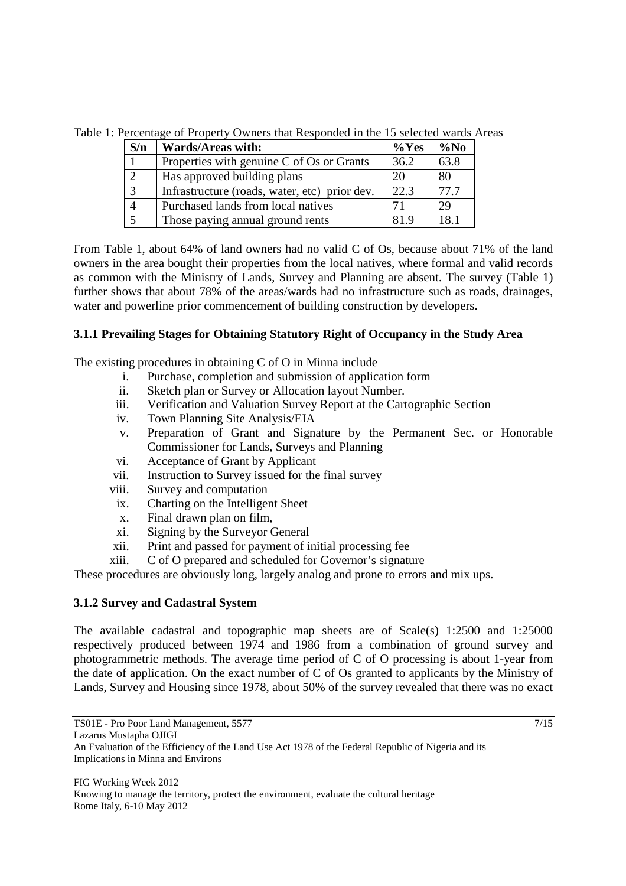Table 1: Percentage of Property Owners that Responded in the 15 selected wards Areas

| S/n | Wards/Areas with: | %Yes | %No |
|---|---|---|---|
| 1 | Properties with genuine C of Os or Grants | 36.2 | 63.8 |
| 2 | Has approved building plans | 20 | 80 |
| 3 | Infrastructure (roads, water, etc) prior dev. | 22.3 | 77.7 |
| 4 | Purchased lands from local natives | 71 | 29 |
| 5 | Those paying annual ground rents | 81.9 | 18.1 |

From Table 1, about 64% of land owners had no valid C of Os, because about 71% of the land owners in the area bought their properties from the local natives, where formal and valid records as common with the Ministry of Lands, Survey and Planning are absent. The survey (Table 1) further shows that about 78% of the areas/wards had no infrastructure such as roads, drainages, water and powerline prior commencement of building construction by developers.

### 3.1.1 Prevailing Stages for Obtaining Statutory Right of Occupancy in the Study Area

The existing procedures in obtaining C of O in Minna include

i. Purchase, completion and submission of application form
ii. Sketch plan or Survey or Allocation layout Number.
iii. Verification and Valuation Survey Report at the Cartographic Section
iv. Town Planning Site Analysis/EIA
v. Preparation of Grant and Signature by the Permanent Sec. or Honorable Commissioner for Lands, Surveys and Planning
vi. Acceptance of Grant by Applicant
vii. Instruction to Survey issued for the final survey
viii. Survey and computation
ix. Charting on the Intelligent Sheet
x. Final drawn plan on film,
xi. Signing by the Surveyor General
xii. Print and passed for payment of initial processing fee
xiii. C of O prepared and scheduled for Governor's signature

These procedures are obviously long, largely analog and prone to errors and mix ups.

### 3.1.2 Survey and Cadastral System

The available cadastral and topographic map sheets are of Scale(s) 1:2500 and 1:25000 respectively produced between 1974 and 1986 from a combination of ground survey and photogrammetric methods. The average time period of C of O processing is about 1-year from the date of application. On the exact number of C of Os granted to applicants by the Ministry of Lands, Survey and Housing since 1978, about 50% of the survey revealed that there was no exact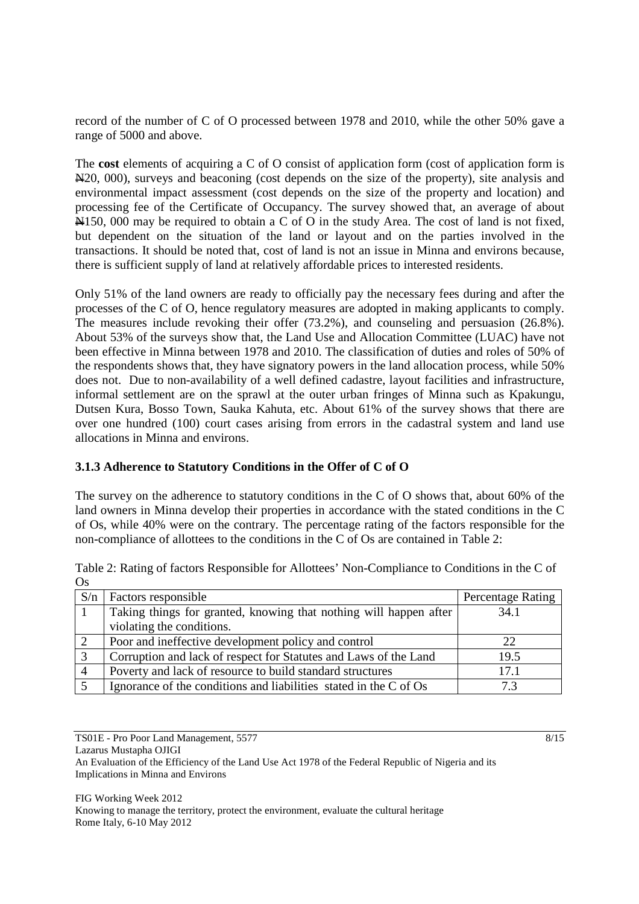record of the number of C of O processed between 1978 and 2010, while the other 50% gave a range of 5000 and above.

The **cost** elements of acquiring a C of O consist of application form (cost of application form is ₦20, 000), surveys and beaconing (cost depends on the size of the property), site analysis and environmental impact assessment (cost depends on the size of the property and location) and processing fee of the Certificate of Occupancy. The survey showed that, an average of about ₦150, 000 may be required to obtain a C of O in the study Area. The cost of land is not fixed, but dependent on the situation of the land or layout and on the parties involved in the transactions. It should be noted that, cost of land is not an issue in Minna and environs because, there is sufficient supply of land at relatively affordable prices to interested residents.

Only 51% of the land owners are ready to officially pay the necessary fees during and after the processes of the C of O, hence regulatory measures are adopted in making applicants to comply. The measures include revoking their offer (73.2%), and counseling and persuasion (26.8%). About 53% of the surveys show that, the Land Use and Allocation Committee (LUAC) have not been effective in Minna between 1978 and 2010. The classification of duties and roles of 50% of the respondents shows that, they have signatory powers in the land allocation process, while 50% does not. Due to non-availability of a well defined cadastre, layout facilities and infrastructure, informal settlement are on the sprawl at the outer urban fringes of Minna such as Kpakungu, Dutsen Kura, Bosso Town, Sauka Kahuta, etc. About 61% of the survey shows that there are over one hundred (100) court cases arising from errors in the cadastral system and land use allocations in Minna and environs.

### 3.1.3 Adherence to Statutory Conditions in the Offer of C of O

The survey on the adherence to statutory conditions in the C of O shows that, about 60% of the land owners in Minna develop their properties in accordance with the stated conditions in the C of Os, while 40% were on the contrary. The percentage rating of the factors responsible for the non-compliance of allottees to the conditions in the C of Os are contained in Table 2:

Table 2: Rating of factors Responsible for Allottees' Non-Compliance to Conditions in the C of Os

| S/n | Factors responsible | Percentage Rating |
|---|---|---|
| 1 | Taking things for granted, knowing that nothing will happen after violating the conditions. | 34.1 |
| 2 | Poor and ineffective development policy and control | 22 |
| 3 | Corruption and lack of respect for Statutes and Laws of the Land | 19.5 |
| 4 | Poverty and lack of resource to build standard structures | 17.1 |
| 5 | Ignorance of the conditions and liabilities stated in the C of Os | 7.3 |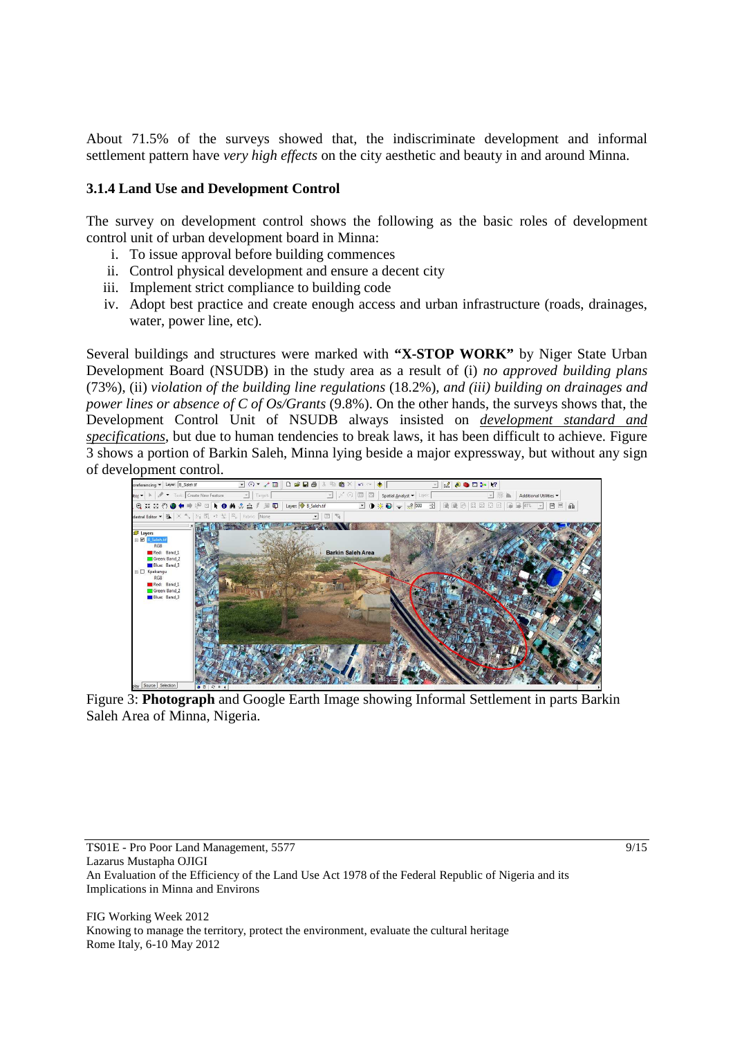About 71.5% of the surveys showed that, the indiscriminate development and informal settlement pattern have *very high effects* on the city aesthetic and beauty in and around Minna.

### 3.1.4 Land Use and Development Control

The survey on development control shows the following as the basic roles of development control unit of urban development board in Minna:

i. To issue approval before building commences
ii. Control physical development and ensure a decent city
iii. Implement strict compliance to building code
iv. Adopt best practice and create enough access and urban infrastructure (roads, drainages, water, power line, etc).

Several buildings and structures were marked with **"X-STOP WORK"** by Niger State Urban Development Board (NSUDB) in the study area as a result of (i) *no approved building plans* (73%), (ii) *violation of the building line regulations* (18.2%)*, and (iii) building on drainages and power lines or absence of C of Os/Grants* (9.8%). On the other hands, the surveys shows that, the Development Control Unit of NSUDB always insisted on *development standard and specifications*, but due to human tendencies to break laws, it has been difficult to achieve. Figure 3 shows a portion of Barkin Saleh, Minna lying beside a major expressway, but without any sign of development control.

Figure 3: **Photograph** and Google Earth Image showing Informal Settlement in parts Barkin Saleh Area of Minna, Nigeria.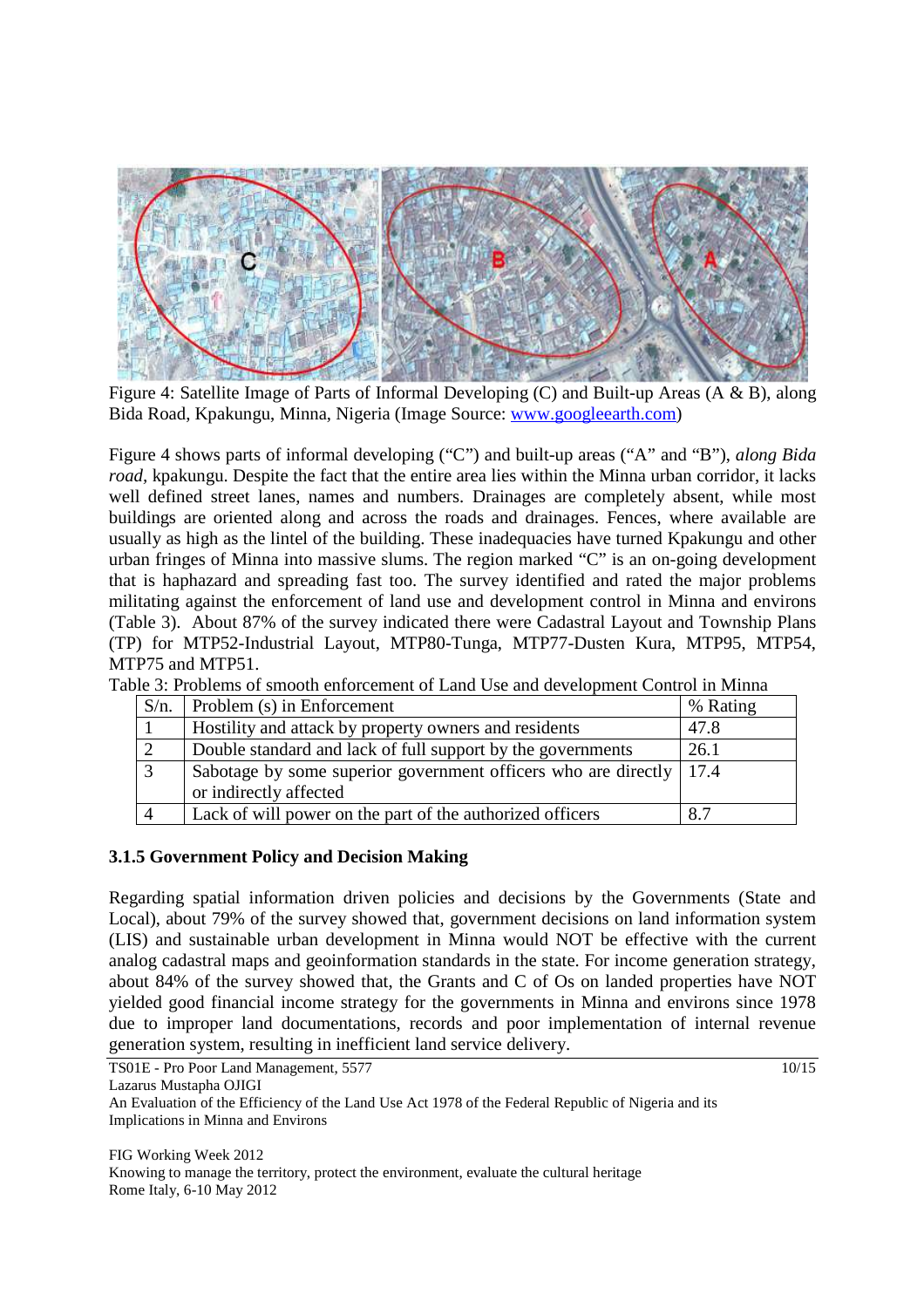Figure 4: Satellite Image of Parts of Informal Developing (C) and Built-up Areas (A & B), along Bida Road, Kpakungu, Minna, Nigeria (Image Source: www.googleearth.com)

Figure 4 shows parts of informal developing ("C") and built-up areas ("A" and "B"), *along Bida road*, kpakungu. Despite the fact that the entire area lies within the Minna urban corridor, it lacks well defined street lanes, names and numbers. Drainages are completely absent, while most buildings are oriented along and across the roads and drainages. Fences, where available are usually as high as the lintel of the building. These inadequacies have turned Kpakungu and other urban fringes of Minna into massive slums. The region marked "C" is an on-going development that is haphazard and spreading fast too. The survey identified and rated the major problems militating against the enforcement of land use and development control in Minna and environs (Table 3). About 87% of the survey indicated there were Cadastral Layout and Township Plans (TP) for MTP52-Industrial Layout, MTP80-Tunga, MTP77-Dusten Kura, MTP95, MTP54, MTP75 and MTP51.

Table 3: Problems of smooth enforcement of Land Use and development Control in Minna

| S/n. | Problem (s) in Enforcement | % Rating |
|---|---|---|
| 1 | Hostility and attack by property owners and residents | 47.8 |
| 2 | Double standard and lack of full support by the governments | 26.1 |
| 3 | Sabotage by some superior government officers who are directly or indirectly affected | 17.4 |
| 4 | Lack of will power on the part of the authorized officers | 8.7 |

### 3.1.5 Government Policy and Decision Making

Regarding spatial information driven policies and decisions by the Governments (State and Local), about 79% of the survey showed that, government decisions on land information system (LIS) and sustainable urban development in Minna would NOT be effective with the current analog cadastral maps and geoinformation standards in the state. For income generation strategy, about 84% of the survey showed that, the Grants and C of Os on landed properties have NOT yielded good financial income strategy for the governments in Minna and environs since 1978 due to improper land documentations, records and poor implementation of internal revenue generation system, resulting in inefficient land service delivery.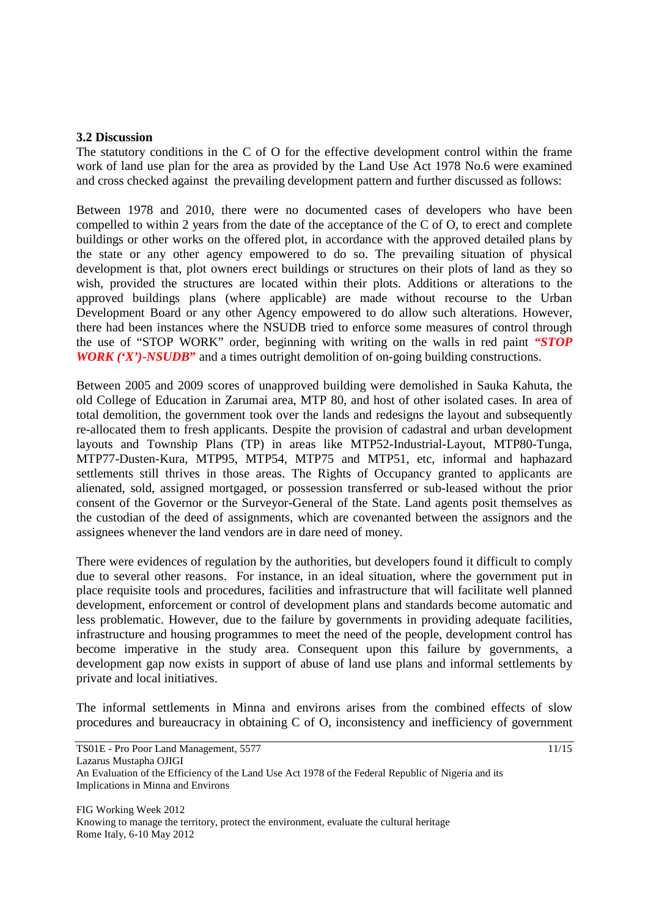### 3.2 Discussion

The statutory conditions in the C of O for the effective development control within the frame work of land use plan for the area as provided by the Land Use Act 1978 No.6 were examined and cross checked against the prevailing development pattern and further discussed as follows:

Between 1978 and 2010, there were no documented cases of developers who have been compelled to within 2 years from the date of the acceptance of the C of O, to erect and complete buildings or other works on the offered plot, in accordance with the approved detailed plans by the state or any other agency empowered to do so. The prevailing situation of physical development is that, plot owners erect buildings or structures on their plots of land as they so wish, provided the structures are located within their plots. Additions or alterations to the approved buildings plans (where applicable) are made without recourse to the Urban Development Board or any other Agency empowered to do so allow such alterations. However, there had been instances where the NSUDB tried to enforce some measures of control through the use of "STOP WORK" order, beginning with writing on the walls in red paint ***"STOP WORK ('X')-NSUDB"*** and a times outright demolition of on-going building constructions.

Between 2005 and 2009 scores of unapproved building were demolished in Sauka Kahuta, the old College of Education in Zarumai area, MTP 80, and host of other isolated cases. In area of total demolition, the government took over the lands and redesigns the layout and subsequently re-allocated them to fresh applicants. Despite the provision of cadastral and urban development layouts and Township Plans (TP) in areas like MTP52-Industrial-Layout, MTP80-Tunga, MTP77-Dusten-Kura, MTP95, MTP54, MTP75 and MTP51, etc, informal and haphazard settlements still thrives in those areas. The Rights of Occupancy granted to applicants are alienated, sold, assigned mortgaged, or possession transferred or sub-leased without the prior consent of the Governor or the Surveyor-General of the State. Land agents posit themselves as the custodian of the deed of assignments, which are covenanted between the assignors and the assignees whenever the land vendors are in dare need of money.

There were evidences of regulation by the authorities, but developers found it difficult to comply due to several other reasons. For instance, in an ideal situation, where the government put in place requisite tools and procedures, facilities and infrastructure that will facilitate well planned development, enforcement or control of development plans and standards become automatic and less problematic. However, due to the failure by governments in providing adequate facilities, infrastructure and housing programmes to meet the need of the people, development control has become imperative in the study area. Consequent upon this failure by governments, a development gap now exists in support of abuse of land use plans and informal settlements by private and local initiatives.

The informal settlements in Minna and environs arises from the combined effects of slow procedures and bureaucracy in obtaining C of O, inconsistency and inefficiency of government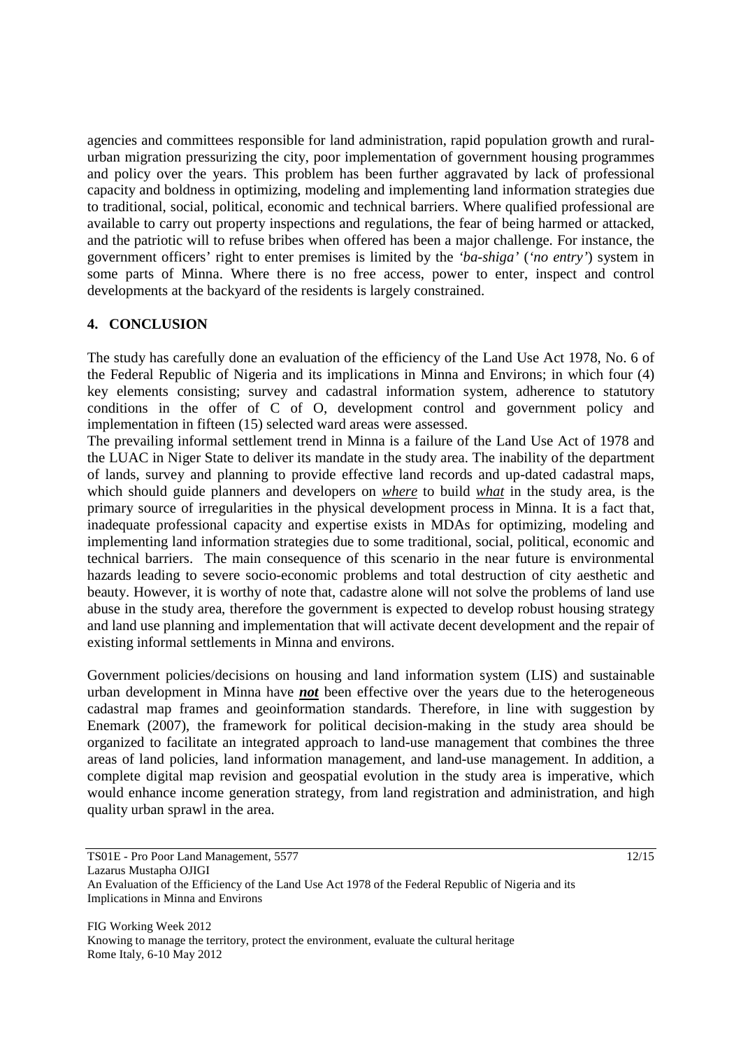agencies and committees responsible for land administration, rapid population growth and rural-urban migration pressurizing the city, poor implementation of government housing programmes and policy over the years. This problem has been further aggravated by lack of professional capacity and boldness in optimizing, modeling and implementing land information strategies due to traditional, social, political, economic and technical barriers. Where qualified professional are available to carry out property inspections and regulations, the fear of being harmed or attacked, and the patriotic will to refuse bribes when offered has been a major challenge. For instance, the government officers' right to enter premises is limited by the *'ba-shiga'* (*'no entry'*) system in some parts of Minna. Where there is no free access, power to enter, inspect and control developments at the backyard of the residents is largely constrained.

## 4. CONCLUSION

The study has carefully done an evaluation of the efficiency of the Land Use Act 1978, No. 6 of the Federal Republic of Nigeria and its implications in Minna and Environs; in which four (4) key elements consisting; survey and cadastral information system, adherence to statutory conditions in the offer of C of O, development control and government policy and implementation in fifteen (15) selected ward areas were assessed.

The prevailing informal settlement trend in Minna is a failure of the Land Use Act of 1978 and the LUAC in Niger State to deliver its mandate in the study area. The inability of the department of lands, survey and planning to provide effective land records and up-dated cadastral maps, which should guide planners and developers on ***where*** to build ***what*** in the study area, is the primary source of irregularities in the physical development process in Minna. It is a fact that, inadequate professional capacity and expertise exists in MDAs for optimizing, modeling and implementing land information strategies due to some traditional, social, political, economic and technical barriers. The main consequence of this scenario in the near future is environmental hazards leading to severe socio-economic problems and total destruction of city aesthetic and beauty. However, it is worthy of note that, cadastre alone will not solve the problems of land use abuse in the study area, therefore the government is expected to develop robust housing strategy and land use planning and implementation that will activate decent development and the repair of existing informal settlements in Minna and environs.

Government policies/decisions on housing and land information system (LIS) and sustainable urban development in Minna have ***not*** been effective over the years due to the heterogeneous cadastral map frames and geoinformation standards. Therefore, in line with suggestion by Enemark (2007), the framework for political decision-making in the study area should be organized to facilitate an integrated approach to land-use management that combines the three areas of land policies, land information management, and land-use management. In addition, a complete digital map revision and geospatial evolution in the study area is imperative, which would enhance income generation strategy, from land registration and administration, and high quality urban sprawl in the area.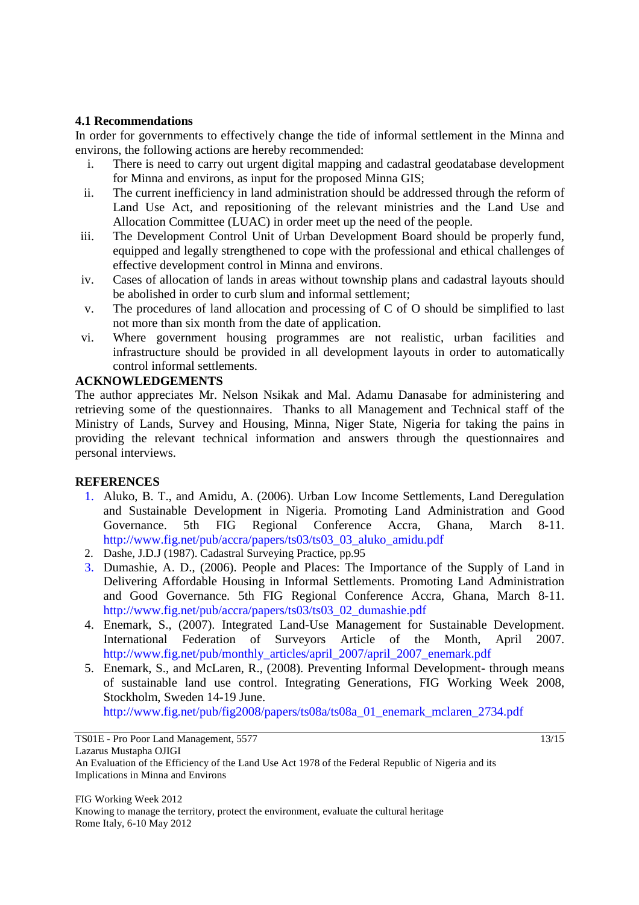### 4.1 Recommendations

In order for governments to effectively change the tide of informal settlement in the Minna and environs, the following actions are hereby recommended:

i. There is need to carry out urgent digital mapping and cadastral geodatabase development for Minna and environs, as input for the proposed Minna GIS;
ii. The current inefficiency in land administration should be addressed through the reform of Land Use Act, and repositioning of the relevant ministries and the Land Use and Allocation Committee (LUAC) in order meet up the need of the people.
iii. The Development Control Unit of Urban Development Board should be properly fund, equipped and legally strengthened to cope with the professional and ethical challenges of effective development control in Minna and environs.
iv. Cases of allocation of lands in areas without township plans and cadastral layouts should be abolished in order to curb slum and informal settlement;
v. The procedures of land allocation and processing of C of O should be simplified to last not more than six month from the date of application.
vi. Where government housing programmes are not realistic, urban facilities and infrastructure should be provided in all development layouts in order to automatically control informal settlements.

## ACKNOWLEDGEMENTS

The author appreciates Mr. Nelson Nsikak and Mal. Adamu Danasabe for administering and retrieving some of the questionnaires. Thanks to all Management and Technical staff of the Ministry of Lands, Survey and Housing, Minna, Niger State, Nigeria for taking the pains in providing the relevant technical information and answers through the questionnaires and personal interviews.

## REFERENCES

1. Aluko, B. T., and Amidu, A. (2006). Urban Low Income Settlements, Land Deregulation and Sustainable Development in Nigeria. Promoting Land Administration and Good Governance. 5th FIG Regional Conference Accra, Ghana, March 8-11. http://www.fig.net/pub/accra/papers/ts03/ts03_03_aluko_amidu.pdf
2. Dashe, J.D.J (1987). Cadastral Surveying Practice, pp.95
3. Dumashie, A. D., (2006). People and Places: The Importance of the Supply of Land in Delivering Affordable Housing in Informal Settlements. Promoting Land Administration and Good Governance. 5th FIG Regional Conference Accra, Ghana, March 8-11. http://www.fig.net/pub/accra/papers/ts03/ts03_02_dumashie.pdf
4. Enemark, S., (2007). Integrated Land-Use Management for Sustainable Development. International Federation of Surveyors Article of the Month, April 2007. http://www.fig.net/pub/monthly_articles/april_2007/april_2007_enemark.pdf
5. Enemark, S., and McLaren, R., (2008). Preventing Informal Development- through means of sustainable land use control. Integrating Generations, FIG Working Week 2008, Stockholm, Sweden 14-19 June. http://www.fig.net/pub/fig2008/papers/ts08a/ts08a_01_enemark_mclaren_2734.pdf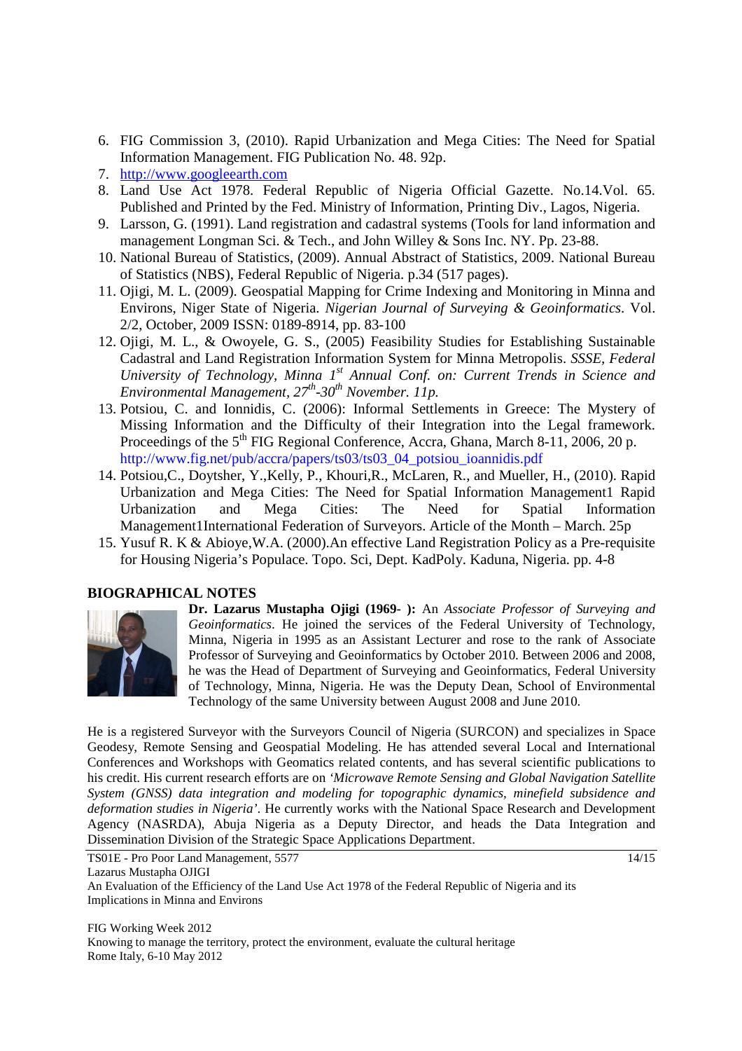6. FIG Commission 3, (2010). Rapid Urbanization and Mega Cities: The Need for Spatial Information Management. FIG Publication No. 48. 92p.
7. http://www.googleearth.com
8. Land Use Act 1978. Federal Republic of Nigeria Official Gazette. No.14.Vol. 65. Published and Printed by the Fed. Ministry of Information, Printing Div., Lagos, Nigeria.
9. Larsson, G. (1991). Land registration and cadastral systems (Tools for land information and management Longman Sci. & Tech., and John Willey & Sons Inc. NY. Pp. 23-88.
10. National Bureau of Statistics, (2009). Annual Abstract of Statistics, 2009. National Bureau of Statistics (NBS), Federal Republic of Nigeria. p.34 (517 pages).
11. Ojigi, M. L. (2009). Geospatial Mapping for Crime Indexing and Monitoring in Minna and Environs, Niger State of Nigeria. *Nigerian Journal of Surveying & Geoinformatics*. Vol. 2/2, October, 2009 ISSN: 0189-8914, pp. 83-100
12. Ojigi, M. L., & Owoyele, G. S., (2005) Feasibility Studies for Establishing Sustainable Cadastral and Land Registration Information System for Minna Metropolis. *SSSE, Federal University of Technology, Minna 1st Annual Conf. on: Current Trends in Science and Environmental Management, 27th-30th November. 11p.*
13. Potsiou, C. and Ionnidis, C. (2006): Informal Settlements in Greece: The Mystery of Missing Information and the Difficulty of their Integration into the Legal framework. Proceedings of the 5th FIG Regional Conference, Accra, Ghana, March 8-11, 2006, 20 p. http://www.fig.net/pub/accra/papers/ts03/ts03_04_potsiou_ioannidis.pdf
14. Potsiou,C., Doytsher, Y.,Kelly, P., Khouri,R., McLaren, R., and Mueller, H., (2010). Rapid Urbanization and Mega Cities: The Need for Spatial Information Management1 Rapid Urbanization and Mega Cities: The Need for Spatial Information Management1International Federation of Surveyors. Article of the Month – March. 25p
15. Yusuf R. K & Abioye,W.A. (2000).An effective Land Registration Policy as a Pre-requisite for Housing Nigeria's Populace. Topo. Sci, Dept. KadPoly. Kaduna, Nigeria. pp. 4-8

## BIOGRAPHICAL NOTES

**Dr. Lazarus Mustapha Ojigi (1969- ):** An *Associate Professor of Surveying and Geoinformatics*. He joined the services of the Federal University of Technology, Minna, Nigeria in 1995 as an Assistant Lecturer and rose to the rank of Associate Professor of Surveying and Geoinformatics by October 2010. Between 2006 and 2008, he was the Head of Department of Surveying and Geoinformatics, Federal University of Technology, Minna, Nigeria. He was the Deputy Dean, School of Environmental Technology of the same University between August 2008 and June 2010.

He is a registered Surveyor with the Surveyors Council of Nigeria (SURCON) and specializes in Space Geodesy, Remote Sensing and Geospatial Modeling. He has attended several Local and International Conferences and Workshops with Geomatics related contents, and has several scientific publications to his credit. His current research efforts are on *'Microwave Remote Sensing and Global Navigation Satellite System (GNSS) data integration and modeling for topographic dynamics, minefield subsidence and deformation studies in Nigeria'*. He currently works with the National Space Research and Development Agency (NASRDA), Abuja Nigeria as a Deputy Director, and heads the Data Integration and Dissemination Division of the Strategic Space Applications Department.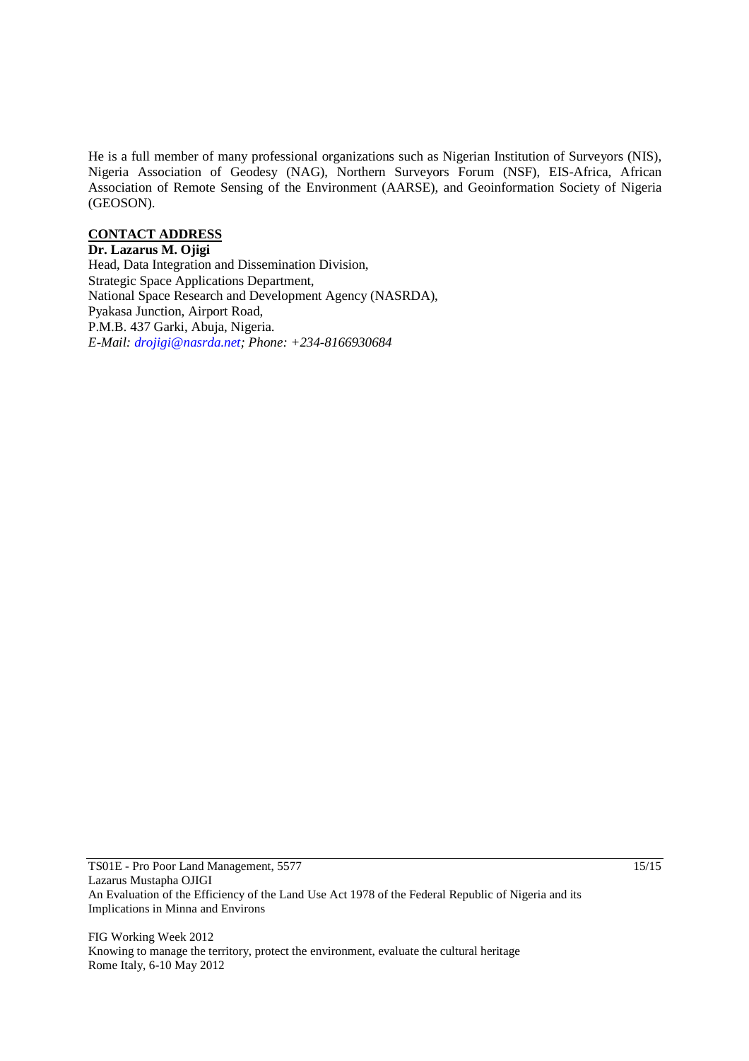He is a full member of many professional organizations such as Nigerian Institution of Surveyors (NIS), Nigeria Association of Geodesy (NAG), Northern Surveyors Forum (NSF), EIS-Africa, African Association of Remote Sensing of the Environment (AARSE), and Geoinformation Society of Nigeria (GEOSON).

## CONTACT ADDRESS

**Dr. Lazarus M. Ojigi**
Head, Data Integration and Dissemination Division,
Strategic Space Applications Department,
National Space Research and Development Agency (NASRDA),
Pyakasa Junction, Airport Road,
P.M.B. 437 Garki, Abuja, Nigeria.
*E-Mail: drojigi@nasrda.net; Phone: +234-8166930684*